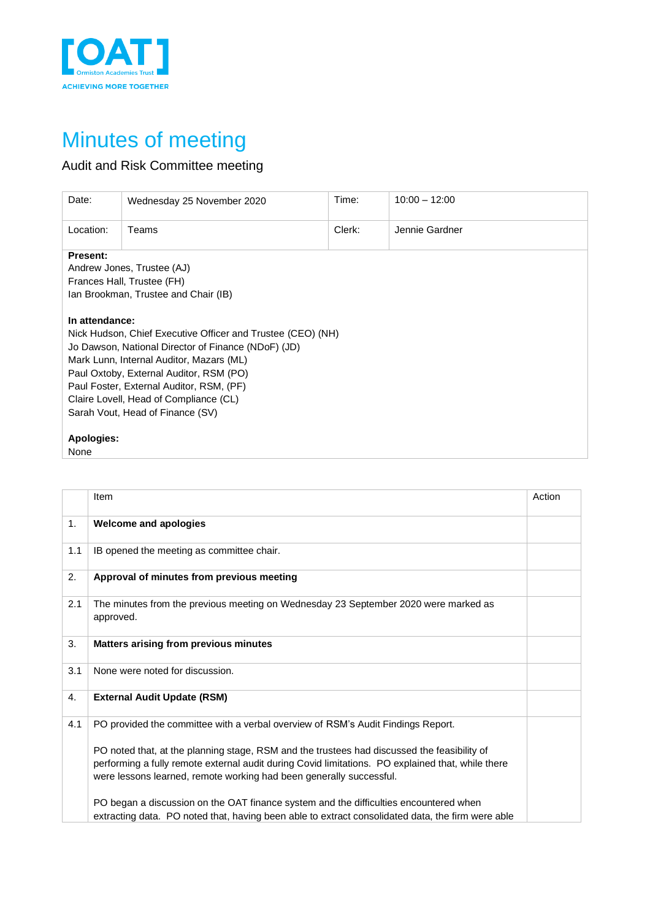[OAT] Ormiston Academies Trust
ACHIEVING MORE TOGETHER

# Minutes of meeting

Audit and Risk Committee meeting

| Date: | Wednesday 25 November 2020 | Time: | 10:00 – 12:00 |
|---|---|---|---|
| Location: | Teams | Clerk: | Jennie Gardner |

**Present:**
Andrew Jones, Trustee (AJ)
Frances Hall, Trustee (FH)
Ian Brookman, Trustee and Chair (IB)

**In attendance:**
Nick Hudson, Chief Executive Officer and Trustee (CEO) (NH)
Jo Dawson, National Director of Finance (NDoF) (JD)
Mark Lunn, Internal Auditor, Mazars (ML)
Paul Oxtoby, External Auditor, RSM (PO)
Paul Foster, External Auditor, RSM, (PF)
Claire Lovell, Head of Compliance (CL)
Sarah Vout, Head of Finance (SV)

**Apologies:**
None

| | Item | Action |
|---|---|---|
| 1. | **Welcome and apologies** | |
| 1.1 | IB opened the meeting as committee chair. | |
| 2. | **Approval of minutes from previous meeting** | |
| 2.1 | The minutes from the previous meeting on Wednesday 23 September 2020 were marked as approved. | |
| 3. | **Matters arising from previous minutes** | |
| 3.1 | None were noted for discussion. | |
| 4. | **External Audit Update (RSM)** | |
| 4.1 | PO provided the committee with a verbal overview of RSM's Audit Findings Report.<br><br>PO noted that, at the planning stage, RSM and the trustees had discussed the feasibility of performing a fully remote external audit during Covid limitations. PO explained that, while there were lessons learned, remote working had been generally successful.<br><br>PO began a discussion on the OAT finance system and the difficulties encountered when extracting data. PO noted that, having been able to extract consolidated data, the firm were able | |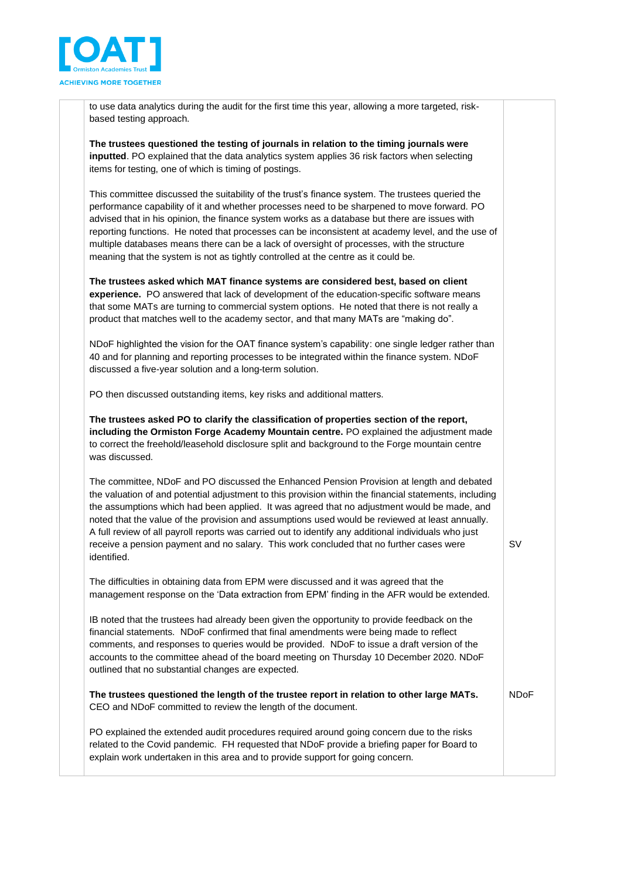| | | |
|---|---|---|
| | to use data analytics during the audit for the first time this year, allowing a more targeted, risk-based testing approach.<br><br>**The trustees questioned the testing of journals in relation to the timing journals were inputted**. PO explained that the data analytics system applies 36 risk factors when selecting items for testing, one of which is timing of postings.<br><br>This committee discussed the suitability of the trust's finance system. The trustees queried the performance capability of it and whether processes need to be sharpened to move forward. PO advised that in his opinion, the finance system works as a database but there are issues with reporting functions. He noted that processes can be inconsistent at academy level, and the use of multiple databases means there can be a lack of oversight of processes, with the structure meaning that the system is not as tightly controlled at the centre as it could be.<br><br>**The trustees asked which MAT finance systems are considered best, based on client experience.** PO answered that lack of development of the education-specific software means that some MATs are turning to commercial system options. He noted that there is not really a product that matches well to the academy sector, and that many MATs are "making do".<br><br>NDoF highlighted the vision for the OAT finance system's capability: one single ledger rather than 40 and for planning and reporting processes to be integrated within the finance system. NDoF discussed a five-year solution and a long-term solution.<br><br>PO then discussed outstanding items, key risks and additional matters.<br><br>**The trustees asked PO to clarify the classification of properties section of the report, including the Ormiston Forge Academy Mountain centre.** PO explained the adjustment made to correct the freehold/leasehold disclosure split and background to the Forge mountain centre was discussed.<br><br>The committee, NDoF and PO discussed the Enhanced Pension Provision at length and debated the valuation of and potential adjustment to this provision within the financial statements, including the assumptions which had been applied. It was agreed that no adjustment would be made, and noted that the value of the provision and assumptions used would be reviewed at least annually. A full review of all payroll reports was carried out to identify any additional individuals who just receive a pension payment and no salary. This work concluded that no further cases were identified. | SV |
| | The difficulties in obtaining data from EPM were discussed and it was agreed that the management response on the 'Data extraction from EPM' finding in the AFR would be extended.<br><br>IB noted that the trustees had already been given the opportunity to provide feedback on the financial statements. NDoF confirmed that final amendments were being made to reflect comments, and responses to queries would be provided. NDoF to issue a draft version of the accounts to the committee ahead of the board meeting on Thursday 10 December 2020. NDoF outlined that no substantial changes are expected. | |
| | **The trustees questioned the length of the trustee report in relation to other large MATs.** CEO and NDoF committed to review the length of the document.<br><br>PO explained the extended audit procedures required around going concern due to the risks related to the Covid pandemic. FH requested that NDoF provide a briefing paper for Board to explain work undertaken in this area and to provide support for going concern. | NDoF |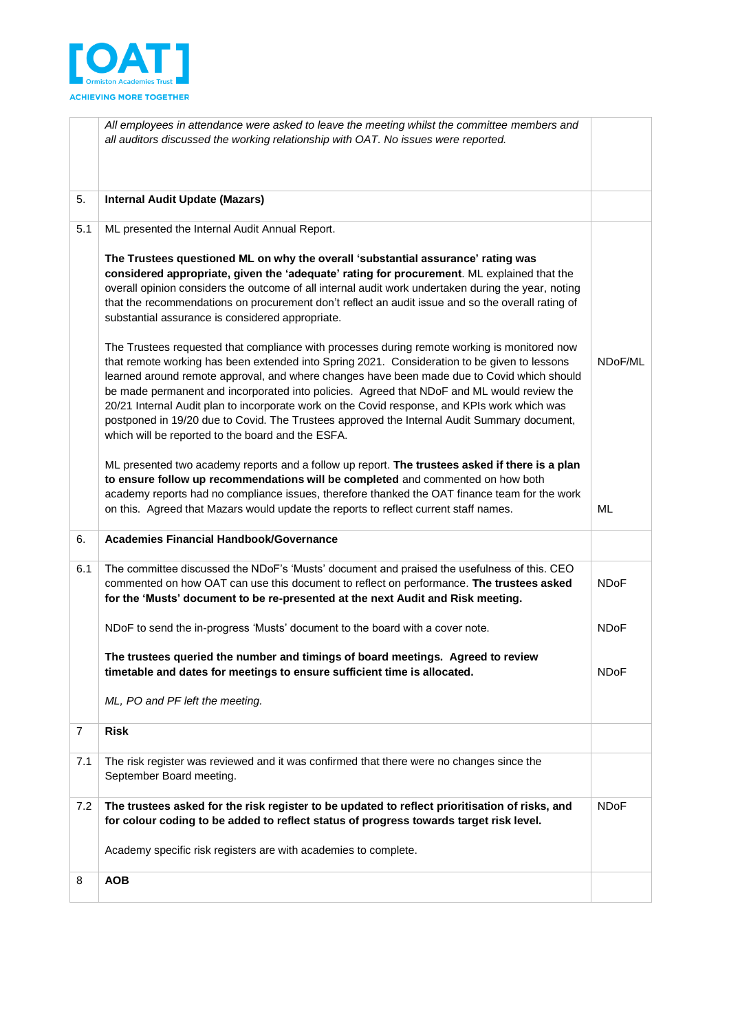| | | |
|---|---|---|
| | *All employees in attendance were asked to leave the meeting whilst the committee members and all auditors discussed the working relationship with OAT. No issues were reported.* | |
| 5. | **Internal Audit Update (Mazars)** | |
| 5.1 | ML presented the Internal Audit Annual Report.<br><br>**The Trustees questioned ML on why the overall 'substantial assurance' rating was considered appropriate, given the 'adequate' rating for procurement**. ML explained that the overall opinion considers the outcome of all internal audit work undertaken during the year, noting that the recommendations on procurement don't reflect an audit issue and so the overall rating of substantial assurance is considered appropriate.<br><br>The Trustees requested that compliance with processes during remote working is monitored now that remote working has been extended into Spring 2021. Consideration to be given to lessons learned around remote approval, and where changes have been made due to Covid which should be made permanent and incorporated into policies. Agreed that NDoF and ML would review the 20/21 Internal Audit plan to incorporate work on the Covid response, and KPIs work which was postponed in 19/20 due to Covid. The Trustees approved the Internal Audit Summary document, which will be reported to the board and the ESFA.<br><br>ML presented two academy reports and a follow up report. **The trustees asked if there is a plan to ensure follow up recommendations will be completed** and commented on how both academy reports had no compliance issues, therefore thanked the OAT finance team for the work on this. Agreed that Mazars would update the reports to reflect current staff names. | NDoF/ML<br><br>ML |
| 6. | **Academies Financial Handbook/Governance** | |
| 6.1 | The committee discussed the NDoF's 'Musts' document and praised the usefulness of this. CEO commented on how OAT can use this document to reflect on performance. **The trustees asked for the 'Musts' document to be re-presented at the next Audit and Risk meeting.**<br><br>NDoF to send the in-progress 'Musts' document to the board with a cover note.<br><br>**The trustees queried the number and timings of board meetings. Agreed to review timetable and dates for meetings to ensure sufficient time is allocated.**<br><br>*ML, PO and PF left the meeting.* | NDoF<br><br>NDoF<br><br>NDoF |
| 7 | **Risk** | |
| 7.1 | The risk register was reviewed and it was confirmed that there were no changes since the September Board meeting. | |
| 7.2 | **The trustees asked for the risk register to be updated to reflect prioritisation of risks, and for colour coding to be added to reflect status of progress towards target risk level.**<br><br>Academy specific risk registers are with academies to complete. | NDoF |
| 8 | **AOB** | |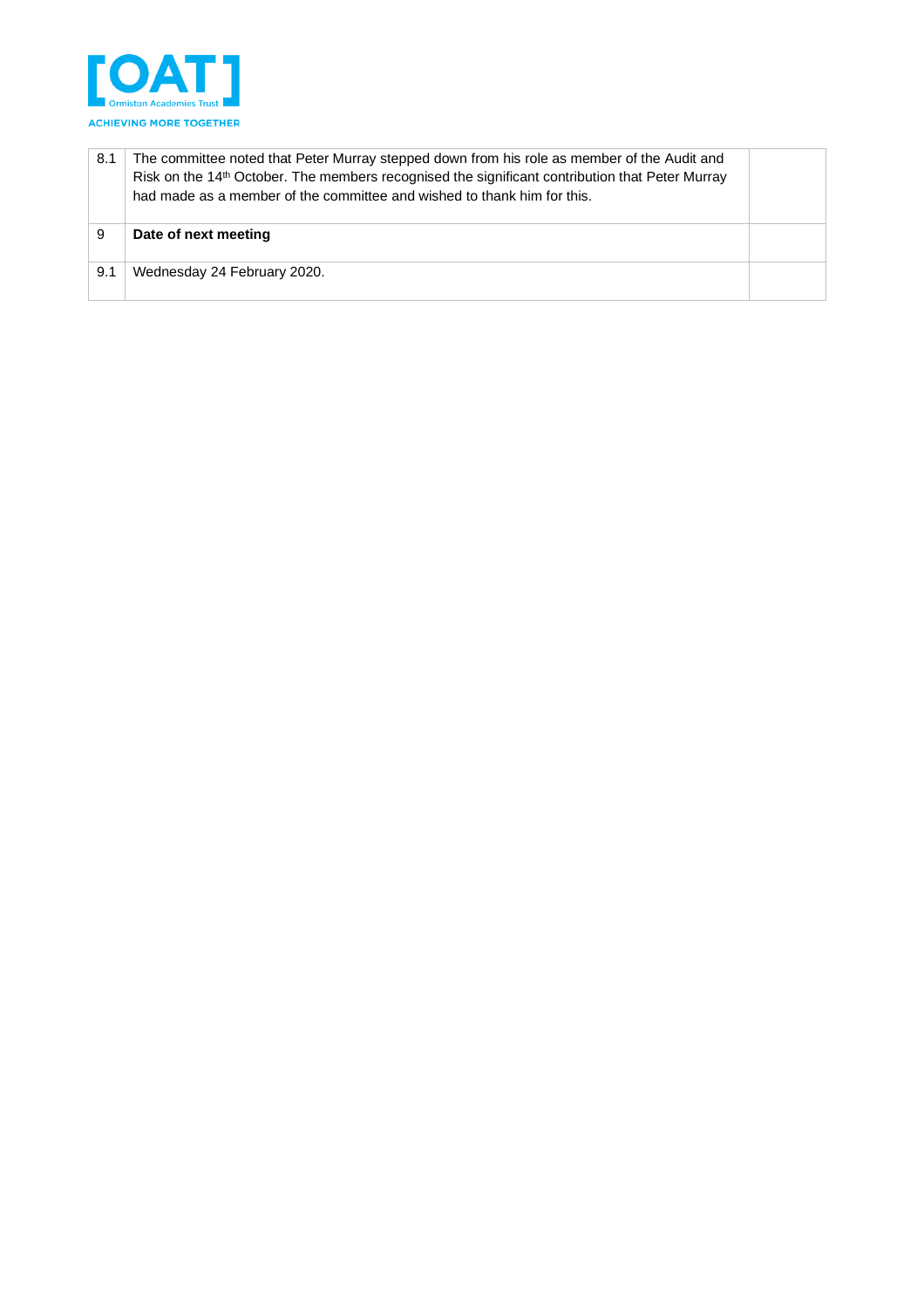| | | |
|---|---|---|
| 8.1 | The committee noted that Peter Murray stepped down from his role as member of the Audit and Risk on the 14th October. The members recognised the significant contribution that Peter Murray had made as a member of the committee and wished to thank him for this. | |
| 9 | **Date of next meeting** | |
| 9.1 | Wednesday 24 February 2020. | |